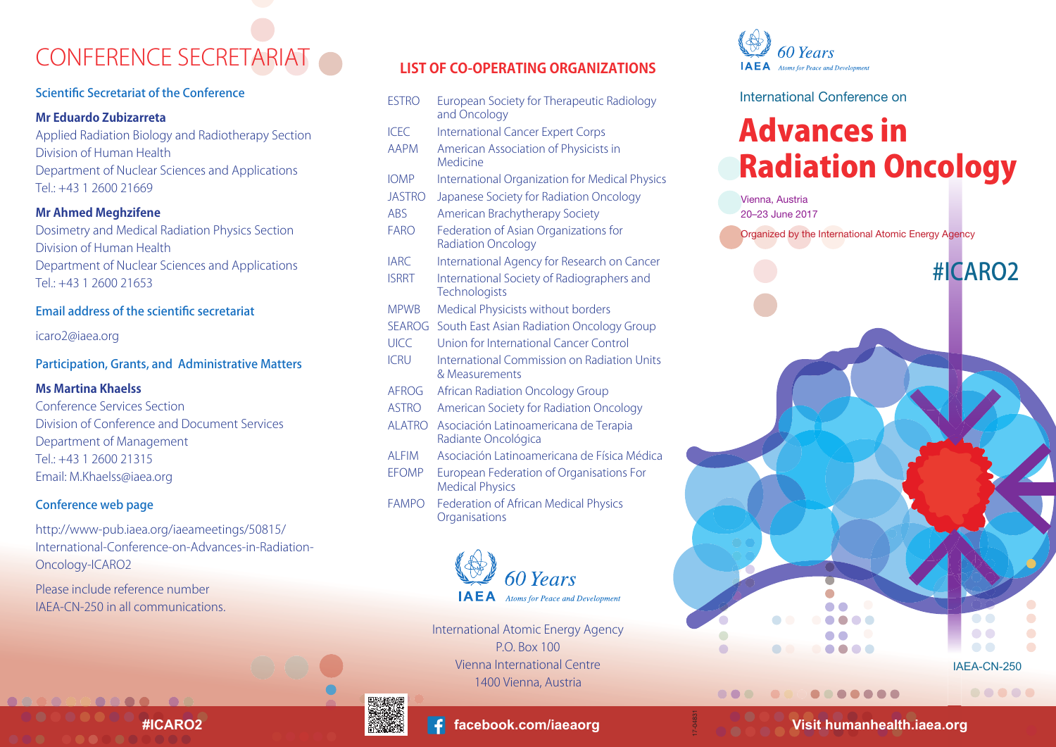# CONFERENCE SECRETARIAT

## Scientific Secretariat of the Conference

**Mr Eduardo Zubizarreta**
Applied Radiation Biology and Radiotherapy Section
Division of Human Health
Department of Nuclear Sciences and Applications
Tel.: +43 1 2600 21669

**Mr Ahmed Meghzifene**
Dosimetry and Medical Radiation Physics Section
Division of Human Health
Department of Nuclear Sciences and Applications
Tel.: +43 1 2600 21653

## Email address of the scientific secretariat

icaro2@iaea.org

## Participation, Grants, and Administrative Matters

**Ms Martina Khaelss**
Conference Services Section
Division of Conference and Document Services
Department of Management
Tel.: +43 1 2600 21315
Email: M.Khaelss@iaea.org

## Conference web page

http://www-pub.iaea.org/iaeameetings/50815/International-Conference-on-Advances-in-Radiation-Oncology-ICARO2

Please include reference number IAEA-CN-250 in all communications.

#ICARO2

## LIST OF CO-OPERATING ORGANIZATIONS

| | |
|---|---|
| ESTRO | European Society for Therapeutic Radiology and Oncology |
| ICEC | International Cancer Expert Corps |
| AAPM | American Association of Physicists in Medicine |
| IOMP | International Organization for Medical Physics |
| JASTRO | Japanese Society for Radiation Oncology |
| ABS | American Brachytherapy Society |
| FARO | Federation of Asian Organizations for Radiation Oncology |
| IARC | International Agency for Research on Cancer |
| ISRRT | International Society of Radiographers and Technologists |
| MPWB | Medical Physicists without borders |
| SEAROG | South East Asian Radiation Oncology Group |
| UICC | Union for International Cancer Control |
| ICRU | International Commission on Radiation Units & Measurements |
| AFROG | African Radiation Oncology Group |
| ASTRO | American Society for Radiation Oncology |
| ALATRO | Asociación Latinoamericana de Terapia Radiante Oncológica |
| ALFIM | Asociación Latinoamericana de Física Médica |
| EFOMP | European Federation of Organisations For Medical Physics |
| FAMPO | Federation of African Medical Physics Organisations |

IAEA 60 Years *Atoms for Peace and Development*

International Atomic Energy Agency
P.O. Box 100
Vienna International Centre
1400 Vienna, Austria

facebook.com/iaeaorg

17-04831

IAEA 60 Years *Atoms for Peace and Development*

International Conference on

# Advances in Radiation Oncology

Vienna, Austria
20–23 June 2017

Organized by the International Atomic Energy Agency

#ICARO2

IAEA-CN-250

Visit humanhealth.iaea.org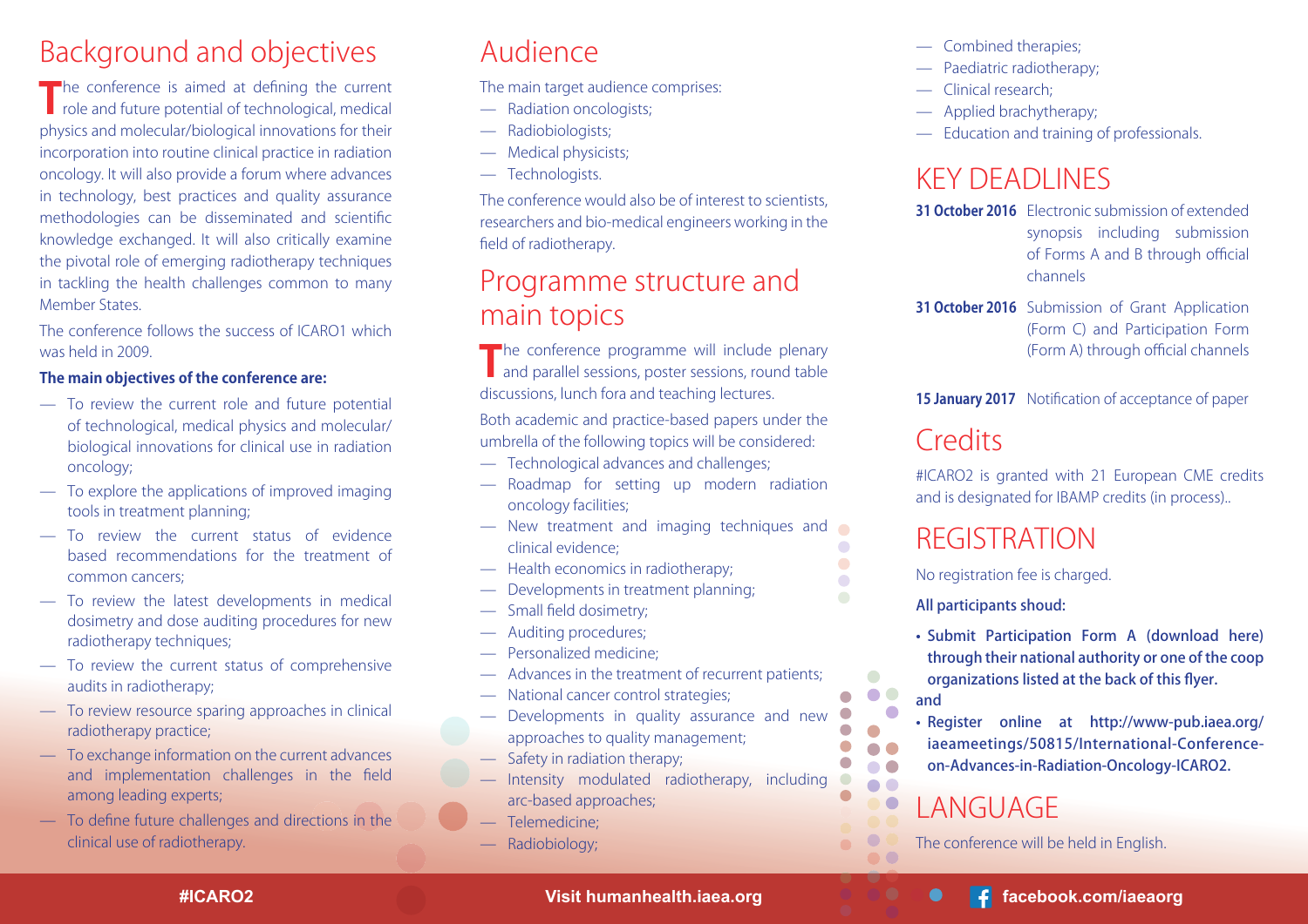## Background and objectives

The conference is aimed at defining the current role and future potential of technological, medical physics and molecular/biological innovations for their incorporation into routine clinical practice in radiation oncology. It will also provide a forum where advances in technology, best practices and quality assurance methodologies can be disseminated and scientific knowledge exchanged. It will also critically examine the pivotal role of emerging radiotherapy techniques in tackling the health challenges common to many Member States.

The conference follows the success of ICARO1 which was held in 2009.

**The main objectives of the conference are:**

- To review the current role and future potential of technological, medical physics and molecular/biological innovations for clinical use in radiation oncology;
- To explore the applications of improved imaging tools in treatment planning;
- To review the current status of evidence based recommendations for the treatment of common cancers;
- To review the latest developments in medical dosimetry and dose auditing procedures for new radiotherapy techniques;
- To review the current status of comprehensive audits in radiotherapy;
- To review resource sparing approaches in clinical radiotherapy practice;
- To exchange information on the current advances and implementation challenges in the field among leading experts;
- To define future challenges and directions in the clinical use of radiotherapy.

## Audience

The main target audience comprises:

- Radiation oncologists;
- Radiobiologists;
- Medical physicists;
- Technologists.

The conference would also be of interest to scientists, researchers and bio-medical engineers working in the field of radiotherapy.

## Programme structure and main topics

The conference programme will include plenary and parallel sessions, poster sessions, round table discussions, lunch fora and teaching lectures.

Both academic and practice-based papers under the umbrella of the following topics will be considered:

- Technological advances and challenges;
- Roadmap for setting up modern radiation oncology facilities;
- New treatment and imaging techniques and clinical evidence;
- Health economics in radiotherapy;
- Developments in treatment planning;
- Small field dosimetry;
- Auditing procedures;
- Personalized medicine;
- Advances in the treatment of recurrent patients;
- National cancer control strategies;
- Developments in quality assurance and new approaches to quality management;
- Safety in radiation therapy;
- Intensity modulated radiotherapy, including arc-based approaches;
- Telemedicine;
- Radiobiology;
- Combined therapies;
- Paediatric radiotherapy;
- Clinical research;
- Applied brachytherapy;
- Education and training of professionals.

## KEY DEADLINES

| | |
|---|---|
| **31 October 2016** | Electronic submission of extended synopsis including submission of Forms A and B through official channels |
| **31 October 2016** | Submission of Grant Application (Form C) and Participation Form (Form A) through official channels |
| **15 January 2017** | Notification of acceptance of paper |

## Credits

#ICARO2 is granted with 21 European CME credits and is designated for IBAMP credits (in process)..

## REGISTRATION

No registration fee is charged.

**All participants shoud:**

- **Submit Participation Form A (download here) through their national authority or one of the coop organizations listed at the back of this flyer.**

**and**

- **Register online at http://www-pub.iaea.org/iaeameetings/50815/International-Conference-on-Advances-in-Radiation-Oncology-ICARO2.**

## LANGUAGE

The conference will be held in English.

**#ICARO2** **Visit humanhealth.iaea.org** **facebook.com/iaeaorg**